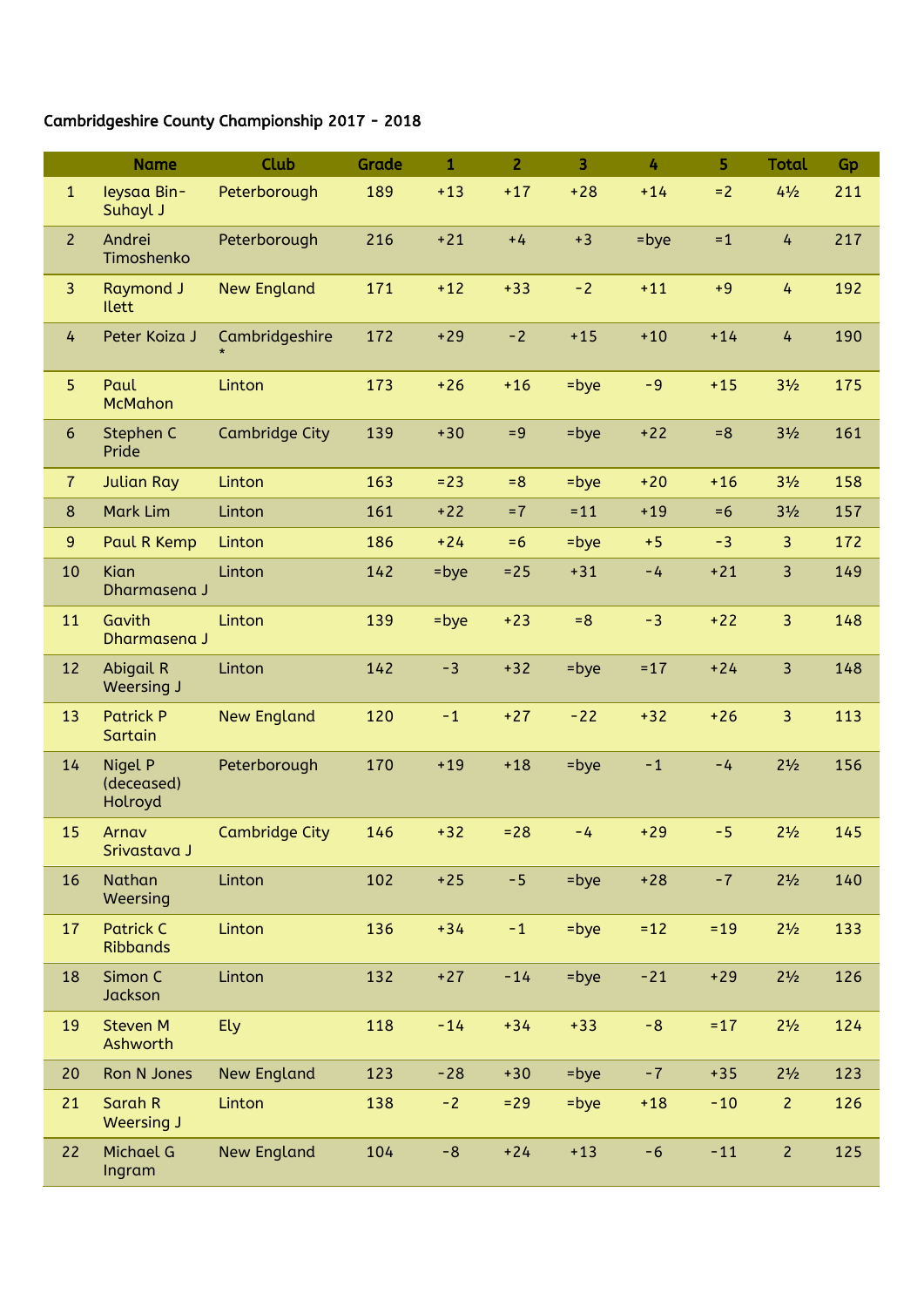Cambridgeshire County Championship 2017 - 2018

| | Name | Club | Grade | 1 | 2 | 3 | 4 | 5 | Total | Gp |
|---|---|---|---|---|---|---|---|---|---|---|
| 1 | Ieysaa Bin-Suhayl J | Peterborough | 189 | +13 | +17 | +28 | +14 | =2 | 4½ | 211 |
| 2 | Andrei Timoshenko | Peterborough | 216 | +21 | +4 | +3 | =bye | =1 | 4 | 217 |
| 3 | Raymond J Ilett | New England | 171 | +12 | +33 | -2 | +11 | +9 | 4 | 192 |
| 4 | Peter Koiza J | Cambridgeshire * | 172 | +29 | -2 | +15 | +10 | +14 | 4 | 190 |
| 5 | Paul McMahon | Linton | 173 | +26 | +16 | =bye | -9 | +15 | 3½ | 175 |
| 6 | Stephen C Pride | Cambridge City | 139 | +30 | =9 | =bye | +22 | =8 | 3½ | 161 |
| 7 | Julian Ray | Linton | 163 | =23 | =8 | =bye | +20 | +16 | 3½ | 158 |
| 8 | Mark Lim | Linton | 161 | +22 | =7 | =11 | +19 | =6 | 3½ | 157 |
| 9 | Paul R Kemp | Linton | 186 | +24 | =6 | =bye | +5 | -3 | 3 | 172 |
| 10 | Kian Dharmasena J | Linton | 142 | =bye | =25 | +31 | -4 | +21 | 3 | 149 |
| 11 | Gavith Dharmasena J | Linton | 139 | =bye | +23 | =8 | -3 | +22 | 3 | 148 |
| 12 | Abigail R Weersing J | Linton | 142 | -3 | +32 | =bye | =17 | +24 | 3 | 148 |
| 13 | Patrick P Sartain | New England | 120 | -1 | +27 | -22 | +32 | +26 | 3 | 113 |
| 14 | Nigel P (deceased) Holroyd | Peterborough | 170 | +19 | +18 | =bye | -1 | -4 | 2½ | 156 |
| 15 | Arnav Srivastava J | Cambridge City | 146 | +32 | =28 | -4 | +29 | -5 | 2½ | 145 |
| 16 | Nathan Weersing | Linton | 102 | +25 | -5 | =bye | +28 | -7 | 2½ | 140 |
| 17 | Patrick C Ribbands | Linton | 136 | +34 | -1 | =bye | =12 | =19 | 2½ | 133 |
| 18 | Simon C Jackson | Linton | 132 | +27 | -14 | =bye | -21 | +29 | 2½ | 126 |
| 19 | Steven M Ashworth | Ely | 118 | -14 | +34 | +33 | -8 | =17 | 2½ | 124 |
| 20 | Ron N Jones | New England | 123 | -28 | +30 | =bye | -7 | +35 | 2½ | 123 |
| 21 | Sarah R Weersing J | Linton | 138 | -2 | =29 | =bye | +18 | -10 | 2 | 126 |
| 22 | Michael G Ingram | New England | 104 | -8 | +24 | +13 | -6 | -11 | 2 | 125 |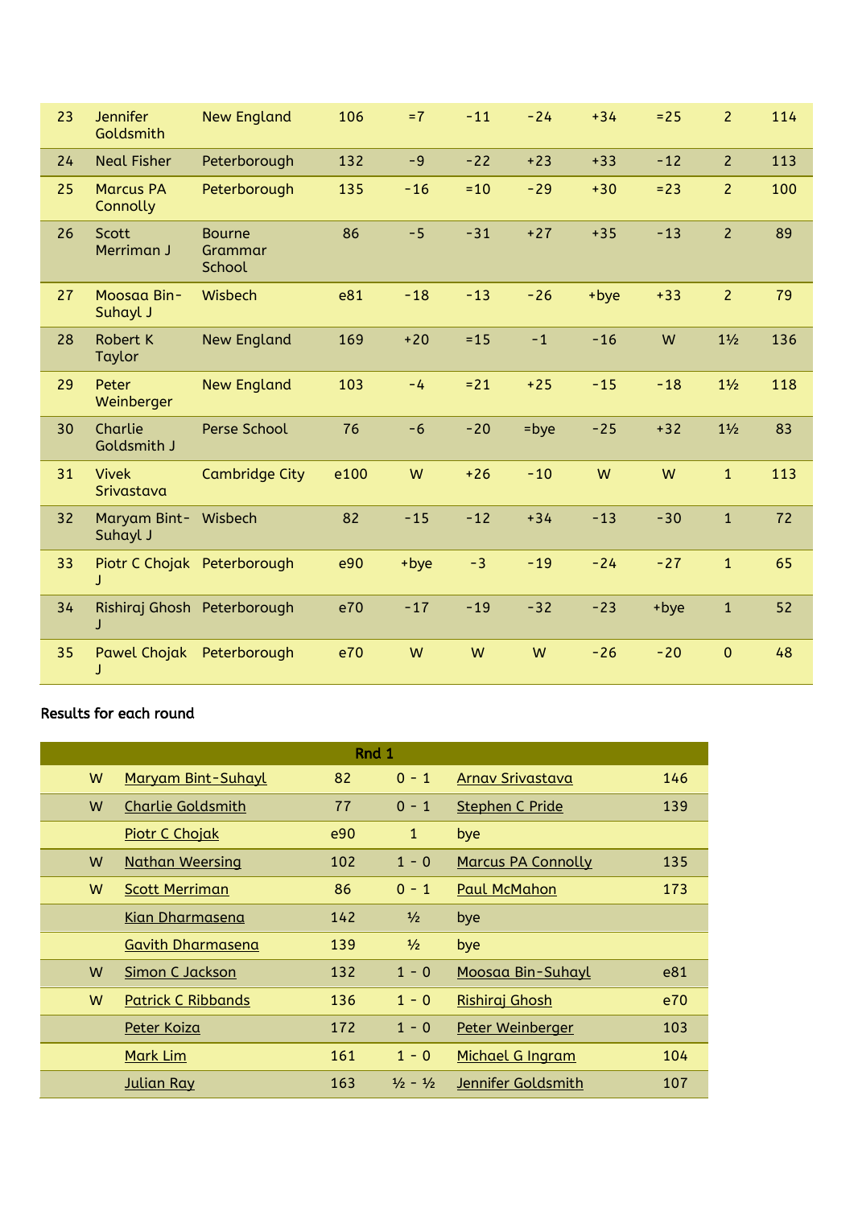| 23 | Jennifer Goldsmith | New England | 106 | =7 | -11 | -24 | +34 | =25 | 2 | 114 |
|---|---|---|---|---|---|---|---|---|---|---|
| 24 | Neal Fisher | Peterborough | 132 | -9 | -22 | +23 | +33 | -12 | 2 | 113 |
| 25 | Marcus PA Connolly | Peterborough | 135 | -16 | =10 | -29 | +30 | =23 | 2 | 100 |
| 26 | Scott Merriman J | Bourne Grammar School | 86 | -5 | -31 | +27 | +35 | -13 | 2 | 89 |
| 27 | Moosaa Bin-Suhayl J | Wisbech | e81 | -18 | -13 | -26 | +bye | +33 | 2 | 79 |
| 28 | Robert K Taylor | New England | 169 | +20 | =15 | -1 | -16 | W | 1½ | 136 |
| 29 | Peter Weinberger | New England | 103 | -4 | =21 | +25 | -15 | -18 | 1½ | 118 |
| 30 | Charlie Goldsmith J | Perse School | 76 | -6 | -20 | =bye | -25 | +32 | 1½ | 83 |
| 31 | Vivek Srivastava | Cambridge City | e100 | W | +26 | -10 | W | W | 1 | 113 |
| 32 | Maryam Bint-Suhayl J | Wisbech | 82 | -15 | -12 | +34 | -13 | -30 | 1 | 72 |
| 33 | Piotr C Chojak J | Peterborough | e90 | +bye | -3 | -19 | -24 | -27 | 1 | 65 |
| 34 | Rishiraj Ghosh J | Peterborough | e70 | -17 | -19 | -32 | -23 | +bye | 1 | 52 |
| 35 | Pawel Chojak J | Peterborough | e70 | W | W | W | -26 | -20 | 0 | 48 |

Results for each round

| Rnd 1 | | | | | |
|---|---|---|---|---|---|
| W | Maryam Bint-Suhayl | 82 | 0 - 1 | Arnav Srivastava | 146 |
| W | Charlie Goldsmith | 77 | 0 - 1 | Stephen C Pride | 139 |
| | Piotr C Chojak | e90 | 1 | bye | |
| W | Nathan Weersing | 102 | 1 - 0 | Marcus PA Connolly | 135 |
| W | Scott Merriman | 86 | 0 - 1 | Paul McMahon | 173 |
| | Kian Dharmasena | 142 | ½ | bye | |
| | Gavith Dharmasena | 139 | ½ | bye | |
| W | Simon C Jackson | 132 | 1 - 0 | Moosaa Bin-Suhayl | e81 |
| W | Patrick C Ribbands | 136 | 1 - 0 | Rishiraj Ghosh | e70 |
| | Peter Koiza | 172 | 1 - 0 | Peter Weinberger | 103 |
| | Mark Lim | 161 | 1 - 0 | Michael G Ingram | 104 |
| | Julian Ray | 163 | ½ - ½ | Jennifer Goldsmith | 107 |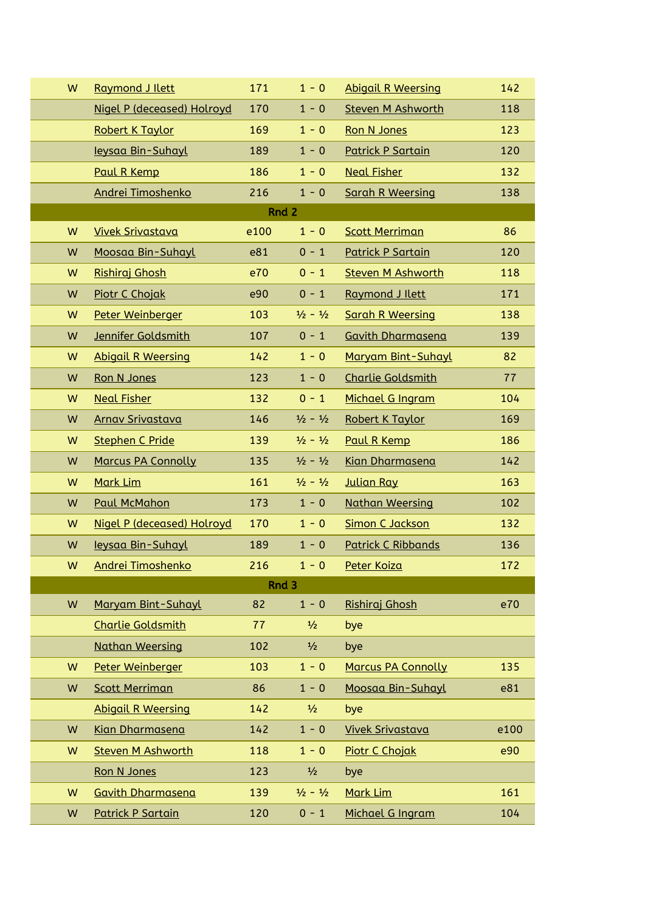| | | | | | |
|---|---|---|---|---|---|
| W | Raymond J Ilett | 171 | 1 - 0 | Abigail R Weersing | 142 |
| | Nigel P (deceased) Holroyd | 170 | 1 - 0 | Steven M Ashworth | 118 |
| | Robert K Taylor | 169 | 1 - 0 | Ron N Jones | 123 |
| | Ieysaa Bin-Suhayl | 189 | 1 - 0 | Patrick P Sartain | 120 |
| | Paul R Kemp | 186 | 1 - 0 | Neal Fisher | 132 |
| | Andrei Timoshenko | 216 | 1 - 0 | Sarah R Weersing | 138 |
| | | | **Rnd 2** | | |
| W | Vivek Srivastava | e100 | 1 - 0 | Scott Merriman | 86 |
| W | Moosaa Bin-Suhayl | e81 | 0 - 1 | Patrick P Sartain | 120 |
| W | Rishiraj Ghosh | e70 | 0 - 1 | Steven M Ashworth | 118 |
| W | Piotr C Chojak | e90 | 0 - 1 | Raymond J Ilett | 171 |
| W | Peter Weinberger | 103 | ½ - ½ | Sarah R Weersing | 138 |
| W | Jennifer Goldsmith | 107 | 0 - 1 | Gavith Dharmasena | 139 |
| W | Abigail R Weersing | 142 | 1 - 0 | Maryam Bint-Suhayl | 82 |
| W | Ron N Jones | 123 | 1 - 0 | Charlie Goldsmith | 77 |
| W | Neal Fisher | 132 | 0 - 1 | Michael G Ingram | 104 |
| W | Arnav Srivastava | 146 | ½ - ½ | Robert K Taylor | 169 |
| W | Stephen C Pride | 139 | ½ - ½ | Paul R Kemp | 186 |
| W | Marcus PA Connolly | 135 | ½ - ½ | Kian Dharmasena | 142 |
| W | Mark Lim | 161 | ½ - ½ | Julian Ray | 163 |
| W | Paul McMahon | 173 | 1 - 0 | Nathan Weersing | 102 |
| W | Nigel P (deceased) Holroyd | 170 | 1 - 0 | Simon C Jackson | 132 |
| W | Ieysaa Bin-Suhayl | 189 | 1 - 0 | Patrick C Ribbands | 136 |
| W | Andrei Timoshenko | 216 | 1 - 0 | Peter Koiza | 172 |
| | | | **Rnd 3** | | |
| W | Maryam Bint-Suhayl | 82 | 1 - 0 | Rishiraj Ghosh | e70 |
| | Charlie Goldsmith | 77 | ½ | bye | |
| | Nathan Weersing | 102 | ½ | bye | |
| W | Peter Weinberger | 103 | 1 - 0 | Marcus PA Connolly | 135 |
| W | Scott Merriman | 86 | 1 - 0 | Moosaa Bin-Suhayl | e81 |
| | Abigail R Weersing | 142 | ½ | bye | |
| W | Kian Dharmasena | 142 | 1 - 0 | Vivek Srivastava | e100 |
| W | Steven M Ashworth | 118 | 1 - 0 | Piotr C Chojak | e90 |
| | Ron N Jones | 123 | ½ | bye | |
| W | Gavith Dharmasena | 139 | ½ - ½ | Mark Lim | 161 |
| W | Patrick P Sartain | 120 | 0 - 1 | Michael G Ingram | 104 |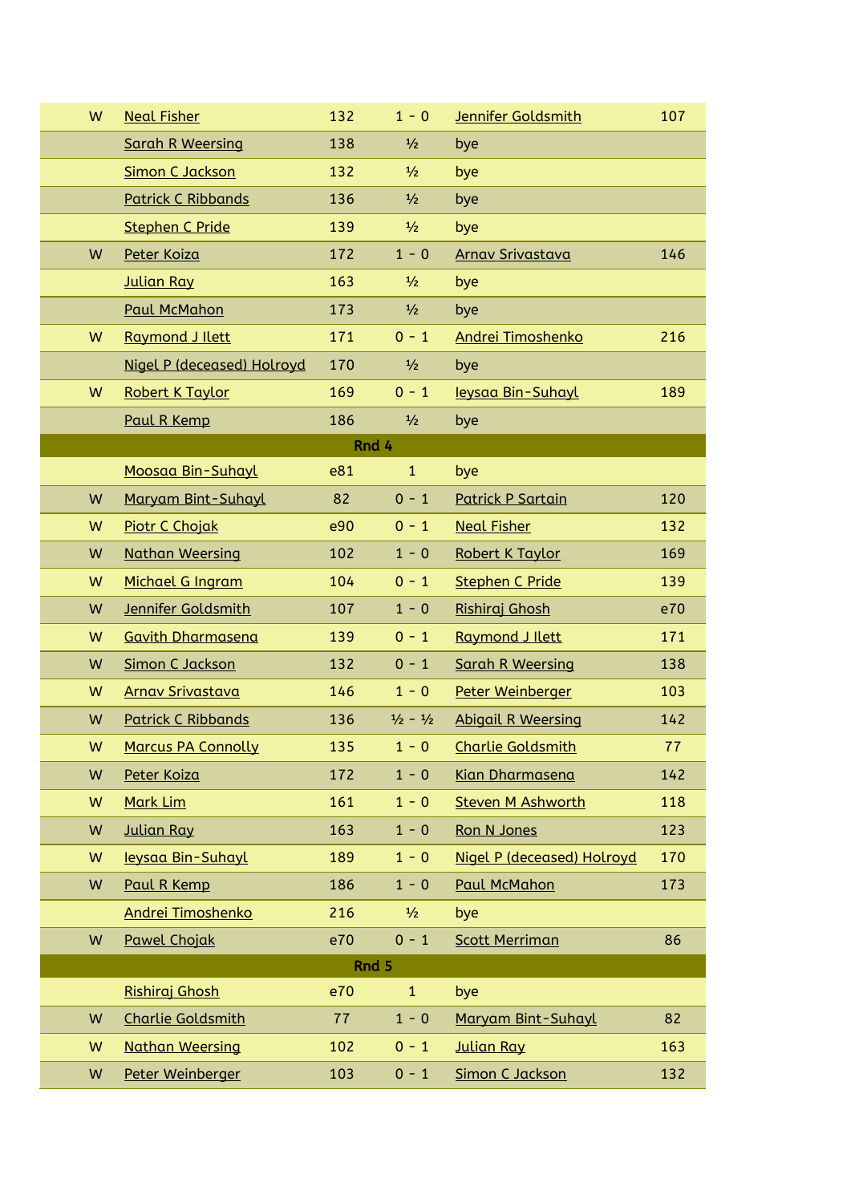| | | | | | |
|---|---|---|---|---|---|
| W | Neal Fisher | 132 | 1 - 0 | Jennifer Goldsmith | 107 |
| | Sarah R Weersing | 138 | ½ | bye | |
| | Simon C Jackson | 132 | ½ | bye | |
| | Patrick C Ribbands | 136 | ½ | bye | |
| | Stephen C Pride | 139 | ½ | bye | |
| W | Peter Koiza | 172 | 1 - 0 | Arnav Srivastava | 146 |
| | Julian Ray | 163 | ½ | bye | |
| | Paul McMahon | 173 | ½ | bye | |
| W | Raymond J Ilett | 171 | 0 - 1 | Andrei Timoshenko | 216 |
| | Nigel P (deceased) Holroyd | 170 | ½ | bye | |
| W | Robert K Taylor | 169 | 0 - 1 | Ieysaa Bin-Suhayl | 189 |
| | Paul R Kemp | 186 | ½ | bye | |
| | | | **Rnd 4** | | |
| | Moosaa Bin-Suhayl | e81 | 1 | bye | |
| W | Maryam Bint-Suhayl | 82 | 0 - 1 | Patrick P Sartain | 120 |
| W | Piotr C Chojak | e90 | 0 - 1 | Neal Fisher | 132 |
| W | Nathan Weersing | 102 | 1 - 0 | Robert K Taylor | 169 |
| W | Michael G Ingram | 104 | 0 - 1 | Stephen C Pride | 139 |
| W | Jennifer Goldsmith | 107 | 1 - 0 | Rishiraj Ghosh | e70 |
| W | Gavith Dharmasena | 139 | 0 - 1 | Raymond J Ilett | 171 |
| W | Simon C Jackson | 132 | 0 - 1 | Sarah R Weersing | 138 |
| W | Arnav Srivastava | 146 | 1 - 0 | Peter Weinberger | 103 |
| W | Patrick C Ribbands | 136 | ½ - ½ | Abigail R Weersing | 142 |
| W | Marcus PA Connolly | 135 | 1 - 0 | Charlie Goldsmith | 77 |
| W | Peter Koiza | 172 | 1 - 0 | Kian Dharmasena | 142 |
| W | Mark Lim | 161 | 1 - 0 | Steven M Ashworth | 118 |
| W | Julian Ray | 163 | 1 - 0 | Ron N Jones | 123 |
| W | Ieysaa Bin-Suhayl | 189 | 1 - 0 | Nigel P (deceased) Holroyd | 170 |
| W | Paul R Kemp | 186 | 1 - 0 | Paul McMahon | 173 |
| | Andrei Timoshenko | 216 | ½ | bye | |
| W | Pawel Chojak | e70 | 0 - 1 | Scott Merriman | 86 |
| | | | **Rnd 5** | | |
| | Rishiraj Ghosh | e70 | 1 | bye | |
| W | Charlie Goldsmith | 77 | 1 - 0 | Maryam Bint-Suhayl | 82 |
| W | Nathan Weersing | 102 | 0 - 1 | Julian Ray | 163 |
| W | Peter Weinberger | 103 | 0 - 1 | Simon C Jackson | 132 |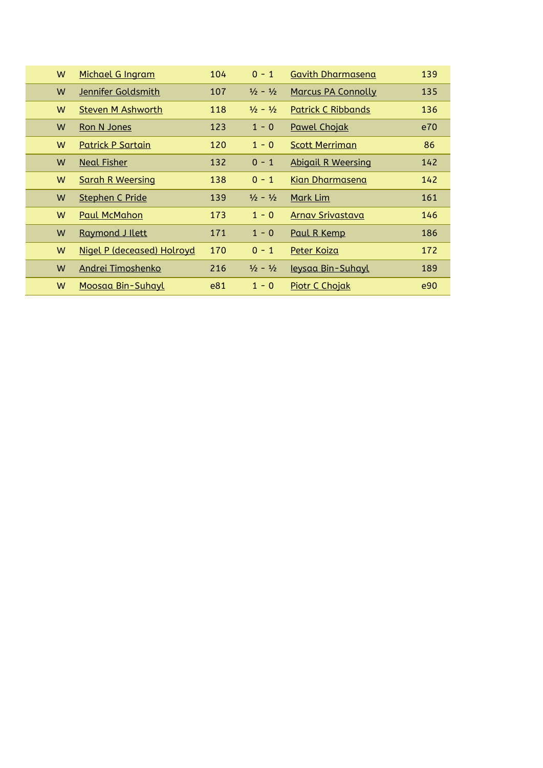| | | | | | |
|---|---|---|---|---|---|
| W | Michael G Ingram | 104 | 0 - 1 | Gavith Dharmasena | 139 |
| W | Jennifer Goldsmith | 107 | ½ - ½ | Marcus PA Connolly | 135 |
| W | Steven M Ashworth | 118 | ½ - ½ | Patrick C Ribbands | 136 |
| W | Ron N Jones | 123 | 1 - 0 | Pawel Chojak | e70 |
| W | Patrick P Sartain | 120 | 1 - 0 | Scott Merriman | 86 |
| W | Neal Fisher | 132 | 0 - 1 | Abigail R Weersing | 142 |
| W | Sarah R Weersing | 138 | 0 - 1 | Kian Dharmasena | 142 |
| W | Stephen C Pride | 139 | ½ - ½ | Mark Lim | 161 |
| W | Paul McMahon | 173 | 1 - 0 | Arnav Srivastava | 146 |
| W | Raymond J Ilett | 171 | 1 - 0 | Paul R Kemp | 186 |
| W | Nigel P (deceased) Holroyd | 170 | 0 - 1 | Peter Koiza | 172 |
| W | Andrei Timoshenko | 216 | ½ - ½ | Ieysaa Bin-Suhayl | 189 |
| W | Moosaa Bin-Suhayl | e81 | 1 - 0 | Piotr C Chojak | e90 |